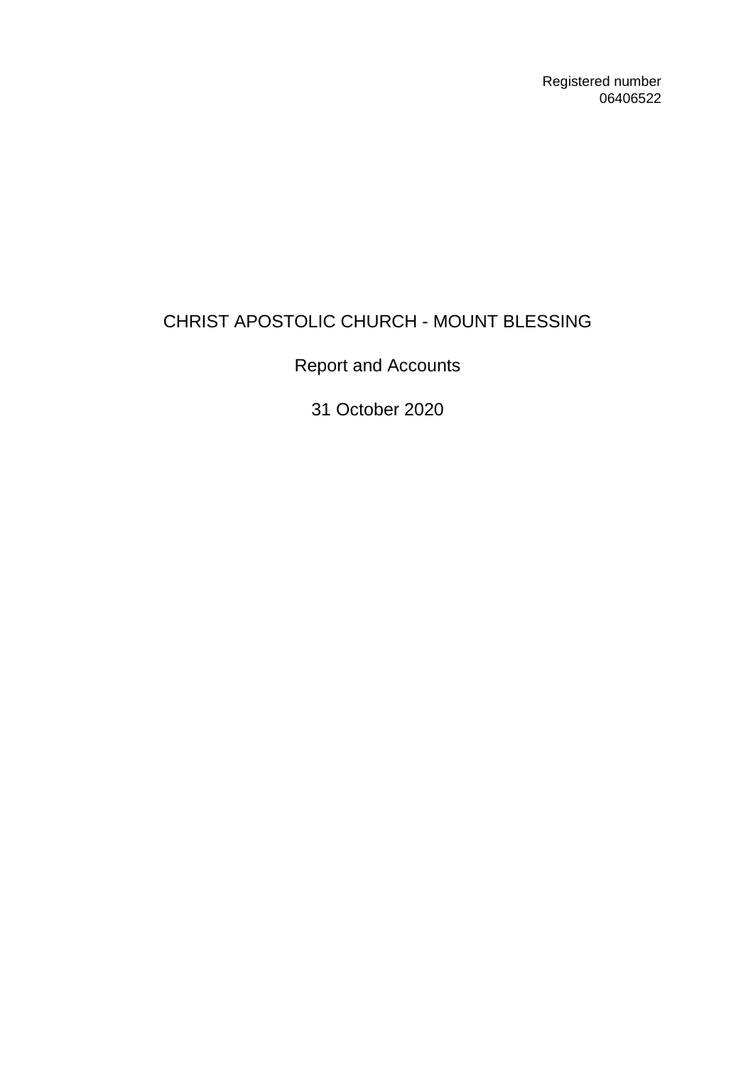Registered number
06406522

# CHRIST APOSTOLIC CHURCH - MOUNT BLESSING

## Report and Accounts

## 31 October 2020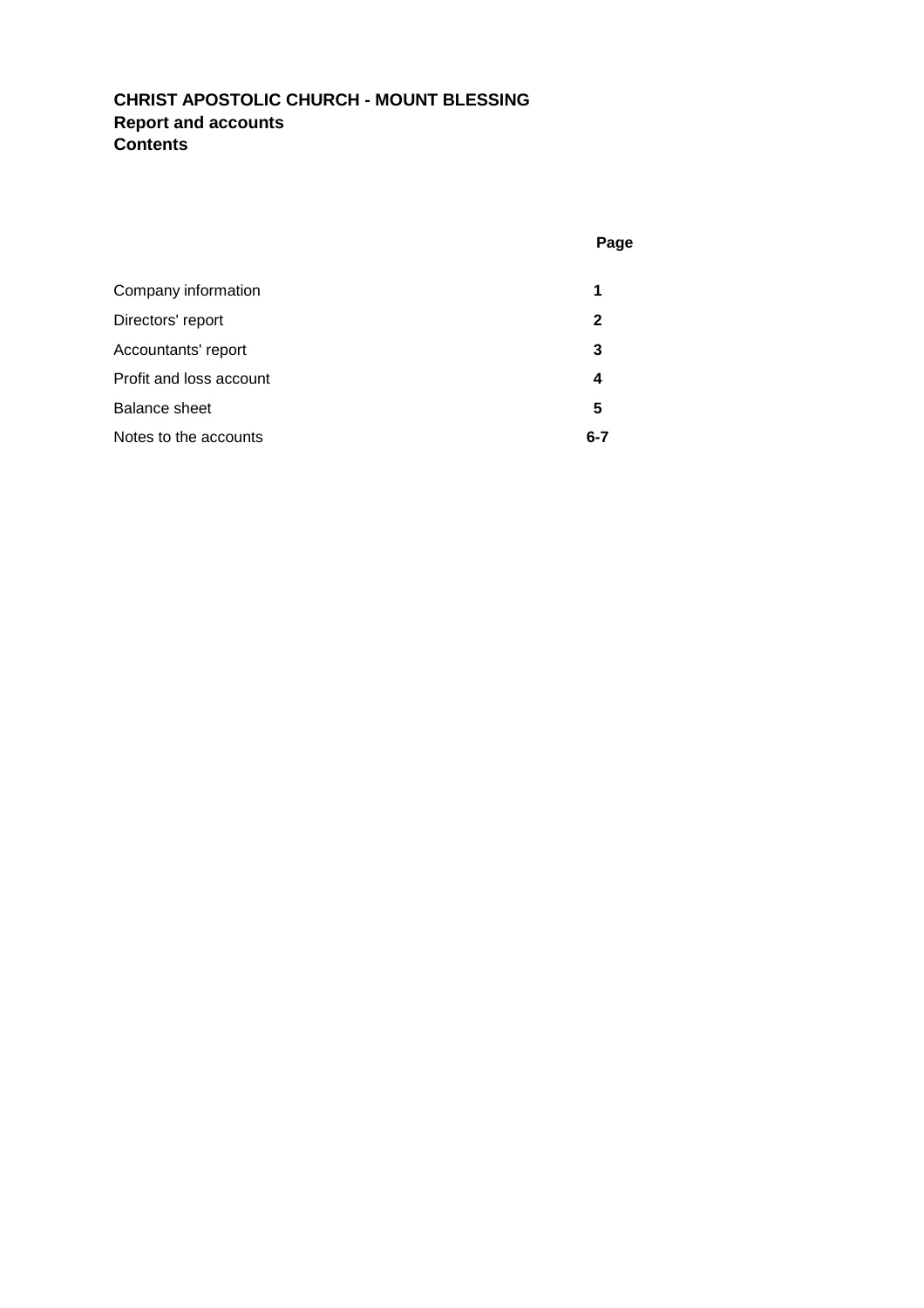**CHRIST APOSTOLIC CHURCH - MOUNT BLESSING**
**Report and accounts**
**Contents**

| | Page |
|---|---|
| Company information | **1** |
| Directors' report | **2** |
| Accountants' report | **3** |
| Profit and loss account | **4** |
| Balance sheet | **5** |
| Notes to the accounts | **6-7** |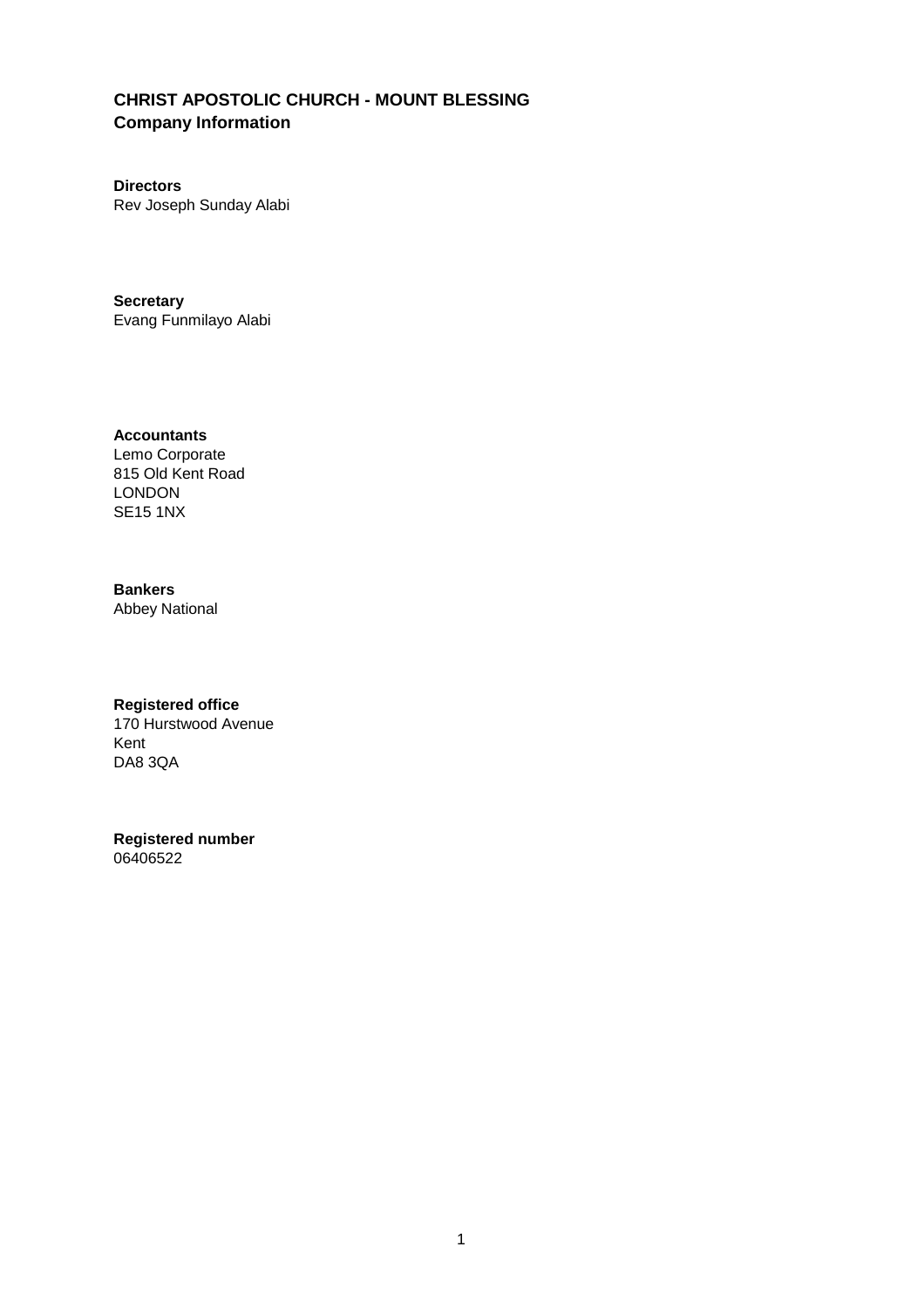# CHRIST APOSTOLIC CHURCH - MOUNT BLESSING
## Company Information

**Directors**
Rev Joseph Sunday Alabi

**Secretary**
Evang Funmilayo Alabi

**Accountants**
Lemo Corporate
815 Old Kent Road
LONDON
SE15 1NX

**Bankers**
Abbey National

**Registered office**
170 Hurstwood Avenue
Kent
DA8 3QA

**Registered number**
06406522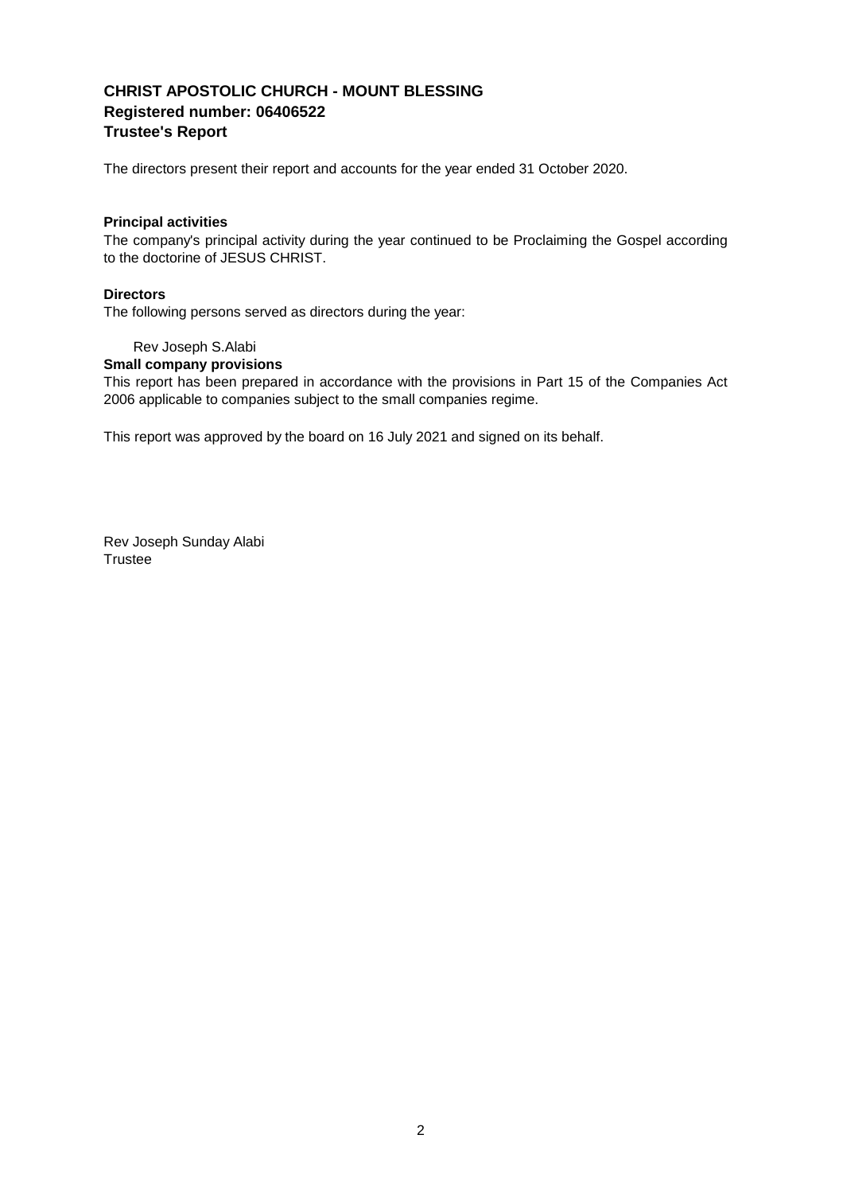**CHRIST APOSTOLIC CHURCH - MOUNT BLESSING**
**Registered number: 06406522**
**Trustee's Report**

The directors present their report and accounts for the year ended 31 October 2020.

**Principal activities**
The company's principal activity during the year continued to be Proclaiming the Gospel according to the doctorine of JESUS CHRIST.

**Directors**
The following persons served as directors during the year:

Rev Joseph S.Alabi

**Small company provisions**
This report has been prepared in accordance with the provisions in Part 15 of the Companies Act 2006 applicable to companies subject to the small companies regime.

This report was approved by the board on 16 July 2021 and signed on its behalf.

Rev Joseph Sunday Alabi
Trustee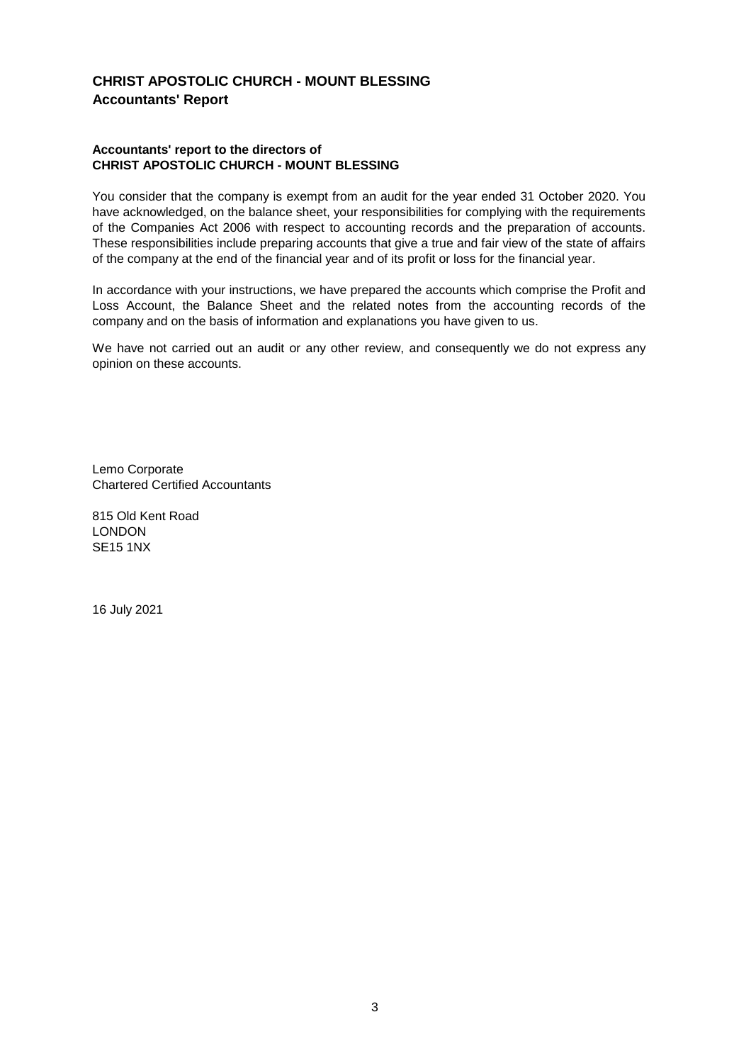# CHRIST APOSTOLIC CHURCH - MOUNT BLESSING

## Accountants' Report

**Accountants' report to the directors of**
**CHRIST APOSTOLIC CHURCH - MOUNT BLESSING**

You consider that the company is exempt from an audit for the year ended 31 October 2020. You have acknowledged, on the balance sheet, your responsibilities for complying with the requirements of the Companies Act 2006 with respect to accounting records and the preparation of accounts. These responsibilities include preparing accounts that give a true and fair view of the state of affairs of the company at the end of the financial year and of its profit or loss for the financial year.

In accordance with your instructions, we have prepared the accounts which comprise the Profit and Loss Account, the Balance Sheet and the related notes from the accounting records of the company and on the basis of information and explanations you have given to us.

We have not carried out an audit or any other review, and consequently we do not express any opinion on these accounts.

Lemo Corporate
Chartered Certified Accountants

815 Old Kent Road
LONDON
SE15 1NX

16 July 2021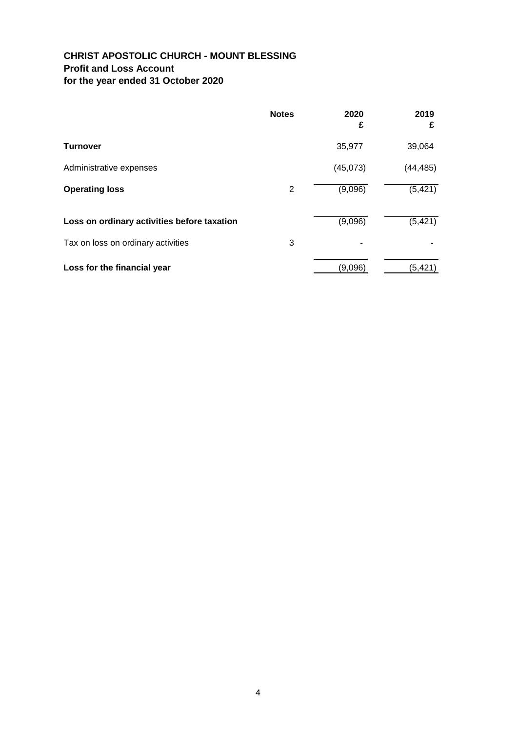**CHRIST APOSTOLIC CHURCH - MOUNT BLESSING**
**Profit and Loss Account**
**for the year ended 31 October 2020**

| | Notes | 2020 £ | 2019 £ |
|---|---|---|---|
| **Turnover** | | 35,977 | 39,064 |
| Administrative expenses | | (45,073) | (44,485) |
| **Operating loss** | 2 | (9,096) | (5,421) |
| **Loss on ordinary activities before taxation** | | (9,096) | (5,421) |
| Tax on loss on ordinary activities | 3 | - | - |
| **Loss for the financial year** | | (9,096) | (5,421) |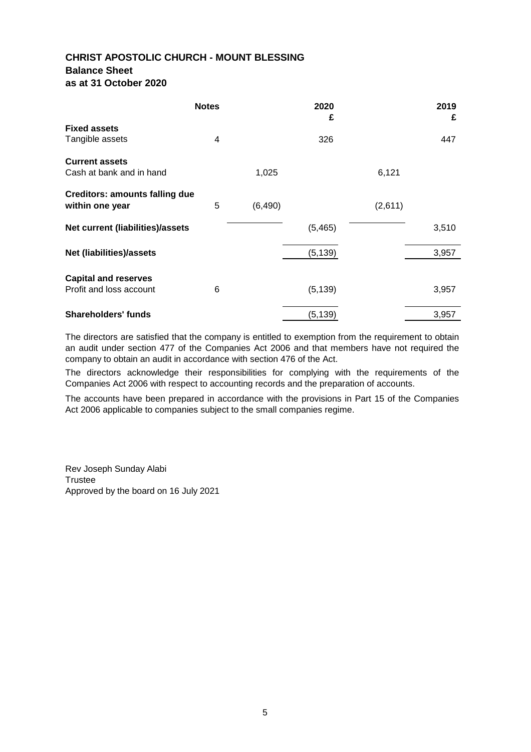# CHRIST APOSTOLIC CHURCH - MOUNT BLESSING

## Balance Sheet

## as at 31 October 2020

| | Notes | | 2020<br>£ | | 2019<br>£ |
|---|---|---|---|---|---|
| **Fixed assets** | | | | | |
| Tangible assets | 4 | | 326 | | 447 |
| **Current assets** | | | | | |
| Cash at bank and in hand | | 1,025 | | 6,121 | |
| **Creditors: amounts falling due within one year** | 5 | (6,490) | | (2,611) | |
| **Net current (liabilities)/assets** | | | (5,465) | | 3,510 |
| **Net (liabilities)/assets** | | | (5,139) | | 3,957 |
| **Capital and reserves** | | | | | |
| Profit and loss account | 6 | | (5,139) | | 3,957 |
| **Shareholders' funds** | | | (5,139) | | 3,957 |

The directors are satisfied that the company is entitled to exemption from the requirement to obtain an audit under section 477 of the Companies Act 2006 and that members have not required the company to obtain an audit in accordance with section 476 of the Act.

The directors acknowledge their responsibilities for complying with the requirements of the Companies Act 2006 with respect to accounting records and the preparation of accounts.

The accounts have been prepared in accordance with the provisions in Part 15 of the Companies Act 2006 applicable to companies subject to the small companies regime.

Rev Joseph Sunday Alabi
Trustee
Approved by the board on 16 July 2021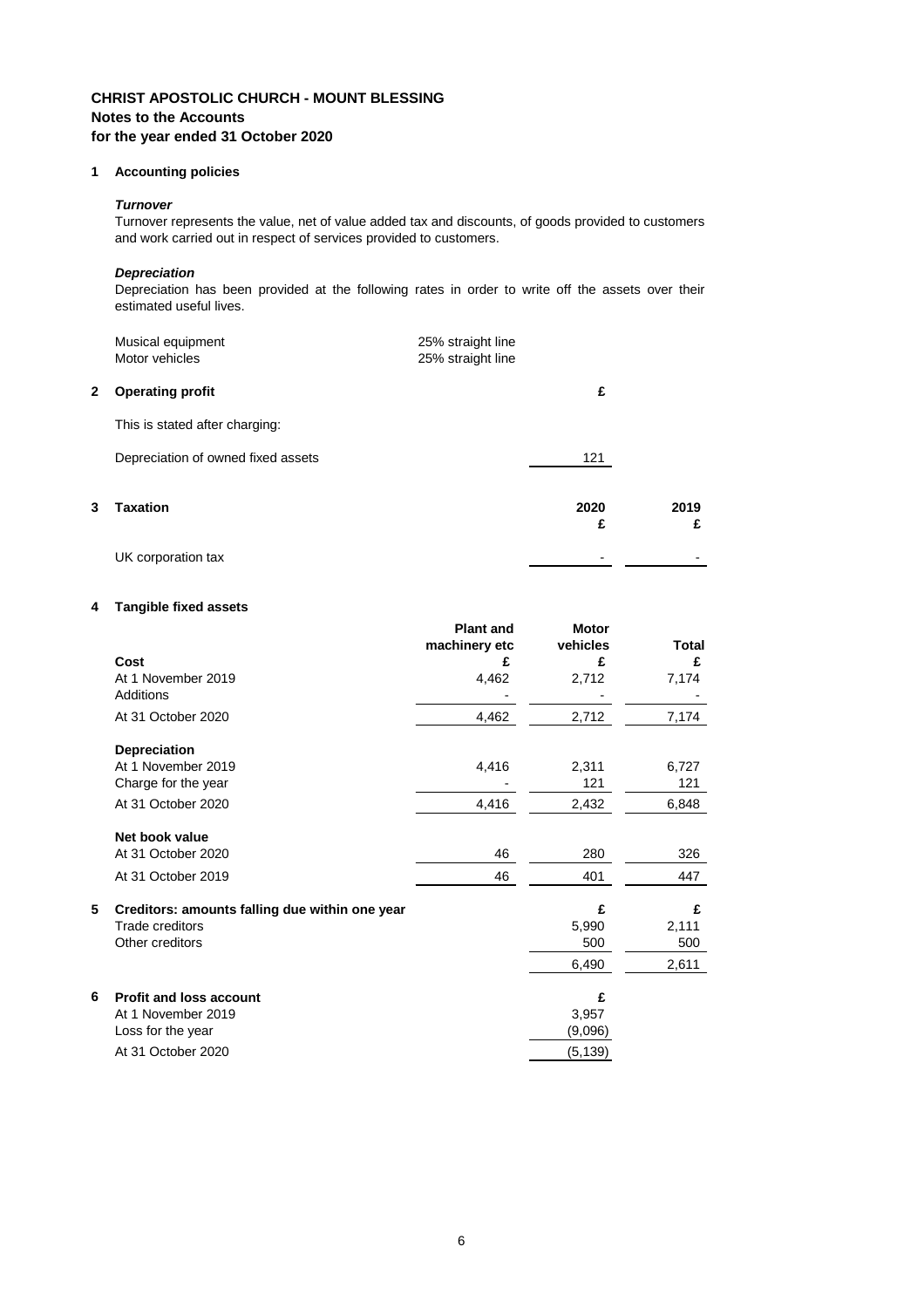# CHRIST APOSTOLIC CHURCH - MOUNT BLESSING
## Notes to the Accounts
## for the year ended 31 October 2020

### 1 Accounting policies

***Turnover***

Turnover represents the value, net of value added tax and discounts, of goods provided to customers and work carried out in respect of services provided to customers.

***Depreciation***

Depreciation has been provided at the following rates in order to write off the assets over their estimated useful lives.

| | |
|---|---|
| Musical equipment | 25% straight line |
| Motor vehicles | 25% straight line |

### 2 Operating profit

| | £ |
|---|---|
| This is stated after charging: | |
| Depreciation of owned fixed assets | 121 |

### 3 Taxation

| | 2020 £ | 2019 £ |
|---|---|---|
| UK corporation tax | - | - |

### 4 Tangible fixed assets

| | Plant and machinery etc £ | Motor vehicles £ | Total £ |
|---|---|---|---|
| **Cost** | | | |
| At 1 November 2019 | 4,462 | 2,712 | 7,174 |
| Additions | - | - | - |
| At 31 October 2020 | 4,462 | 2,712 | 7,174 |
| **Depreciation** | | | |
| At 1 November 2019 | 4,416 | 2,311 | 6,727 |
| Charge for the year | - | 121 | 121 |
| At 31 October 2020 | 4,416 | 2,432 | 6,848 |
| **Net book value** | | | |
| At 31 October 2020 | 46 | 280 | 326 |
| At 31 October 2019 | 46 | 401 | 447 |

### 5 Creditors: amounts falling due within one year

| | £ | £ |
|---|---|---|
| Trade creditors | 5,990 | 2,111 |
| Other creditors | 500 | 500 |
| | 6,490 | 2,611 |

### 6 Profit and loss account

| | £ |
|---|---|
| At 1 November 2019 | 3,957 |
| Loss for the year | (9,096) |
| At 31 October 2020 | (5,139) |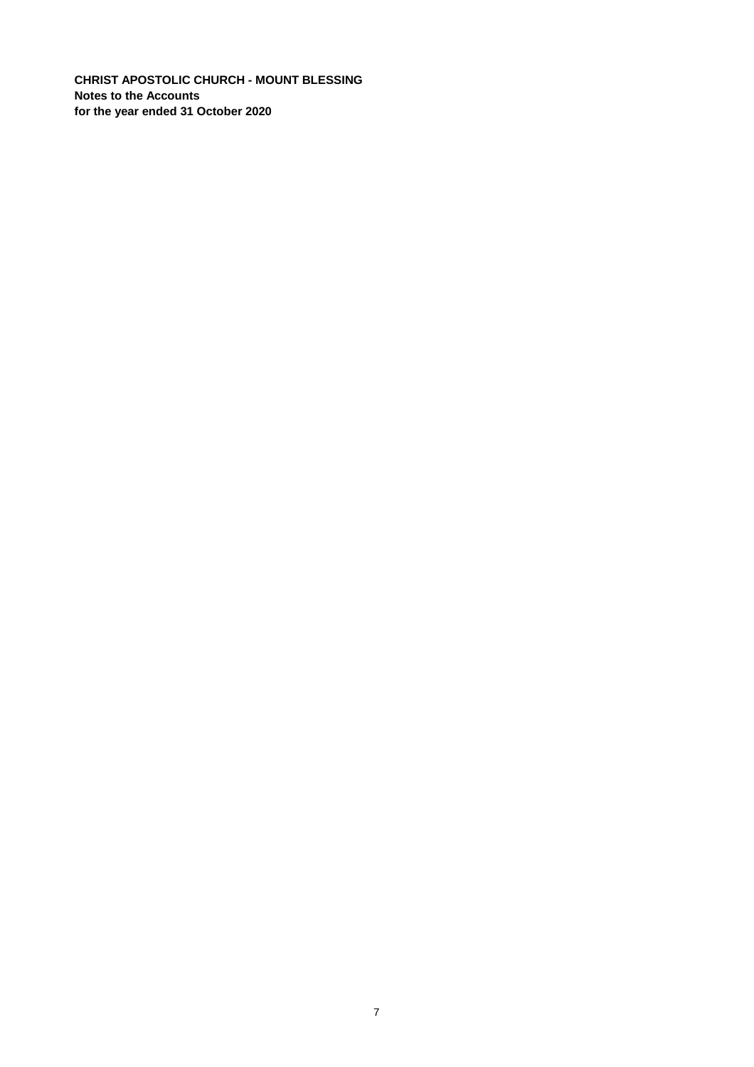**CHRIST APOSTOLIC CHURCH - MOUNT BLESSING**
**Notes to the Accounts**
**for the year ended 31 October 2020**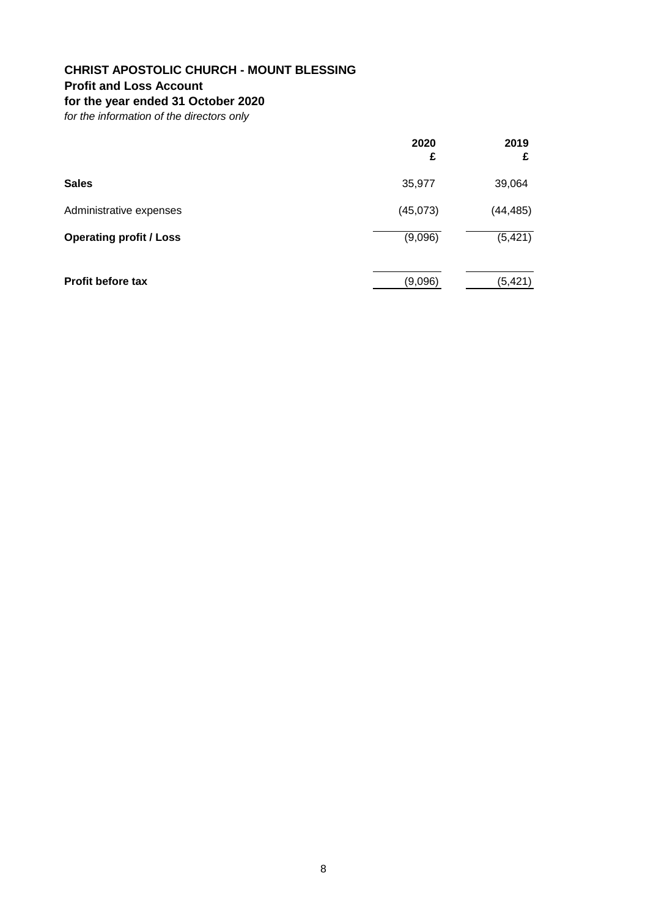**CHRIST APOSTOLIC CHURCH - MOUNT BLESSING**

**Profit and Loss Account**

**for the year ended 31 October 2020**

*for the information of the directors only*

| | 2020<br>£ | 2019<br>£ |
|---|---|---|
| **Sales** | 35,977 | 39,064 |
| Administrative expenses | (45,073) | (44,485) |
| **Operating profit / Loss** | (9,096) | (5,421) |
| **Profit before tax** | (9,096) | (5,421) |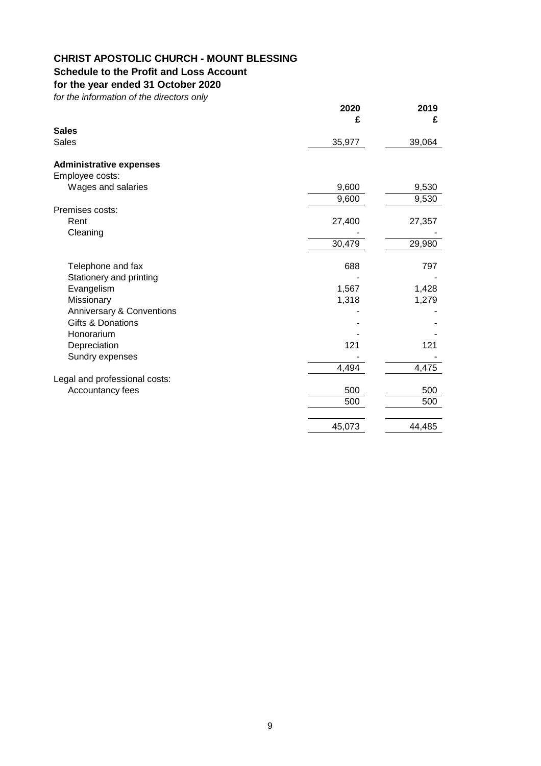**CHRIST APOSTOLIC CHURCH - MOUNT BLESSING**

**Schedule to the Profit and Loss Account**

**for the year ended 31 October 2020**

*for the information of the directors only*

| | 2020 £ | 2019 £ |
|---|---|---|
| **Sales** | | |
| Sales | 35,977 | 39,064 |
| | | |
| **Administrative expenses** | | |
| Employee costs: | | |
| Wages and salaries | 9,600 | 9,530 |
| | 9,600 | 9,530 |
| Premises costs: | | |
| Rent | 27,400 | 27,357 |
| Cleaning | - | - |
| | 30,479 | 29,980 |
| | | |
| Telephone and fax | 688 | 797 |
| Stationery and printing | - | - |
| Evangelism | 1,567 | 1,428 |
| Missionary | 1,318 | 1,279 |
| Anniversary & Conventions | - | - |
| Gifts & Donations | - | - |
| Honorarium | - | - |
| Depreciation | 121 | 121 |
| Sundry expenses | - | - |
| | 4,494 | 4,475 |
| Legal and professional costs: | | |
| Accountancy fees | 500 | 500 |
| | 500 | 500 |
| | | |
| | 45,073 | 44,485 |